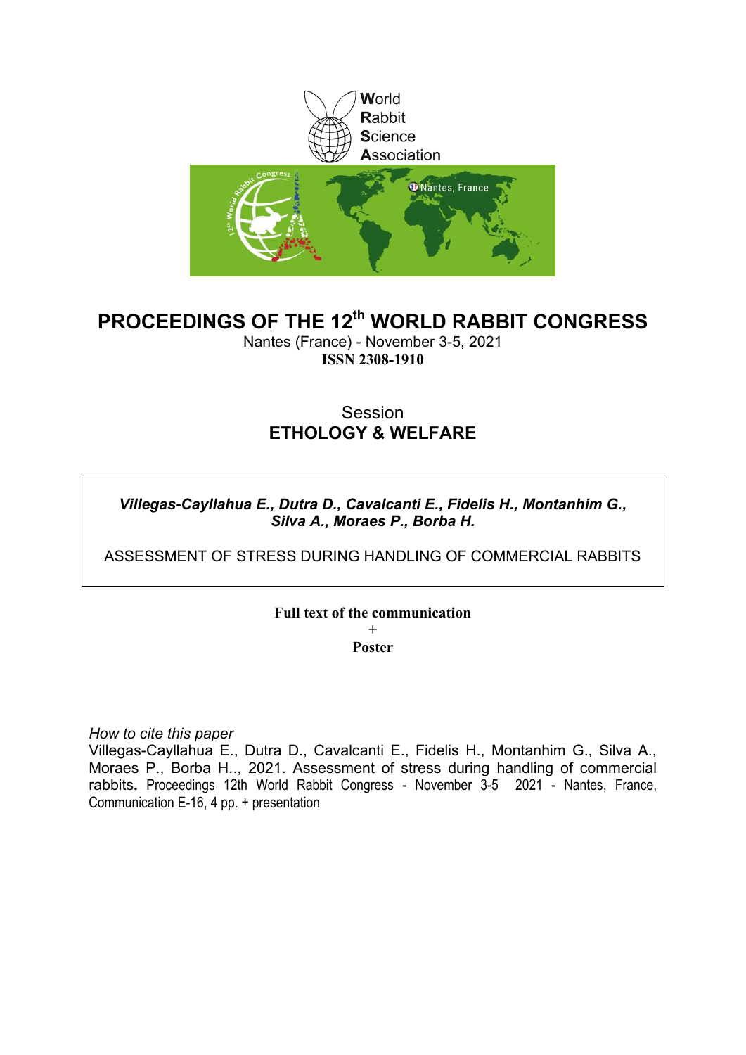World
Rabbit
Science
Association

# PROCEEDINGS OF THE 12th WORLD RABBIT CONGRESS

Nantes (France) - November 3-5, 2021

**ISSN 2308-1910**

## Session
## ETHOLOGY & WELFARE

***Villegas-Cayllahua E., Dutra D., Cavalcanti E., Fidelis H., Montanhim G., Silva A., Moraes P., Borba H.***

ASSESSMENT OF STRESS DURING HANDLING OF COMMERCIAL RABBITS

**Full text of the communication**
**+**
**Poster**

*How to cite this paper*

Villegas-Cayllahua E., Dutra D., Cavalcanti E., Fidelis H., Montanhim G., Silva A., Moraes P., Borba H.., 2021. Assessment of stress during handling of commercial rabbits**.** Proceedings 12th World Rabbit Congress - November 3-5 2021 - Nantes, France, Communication E-16, 4 pp. + presentation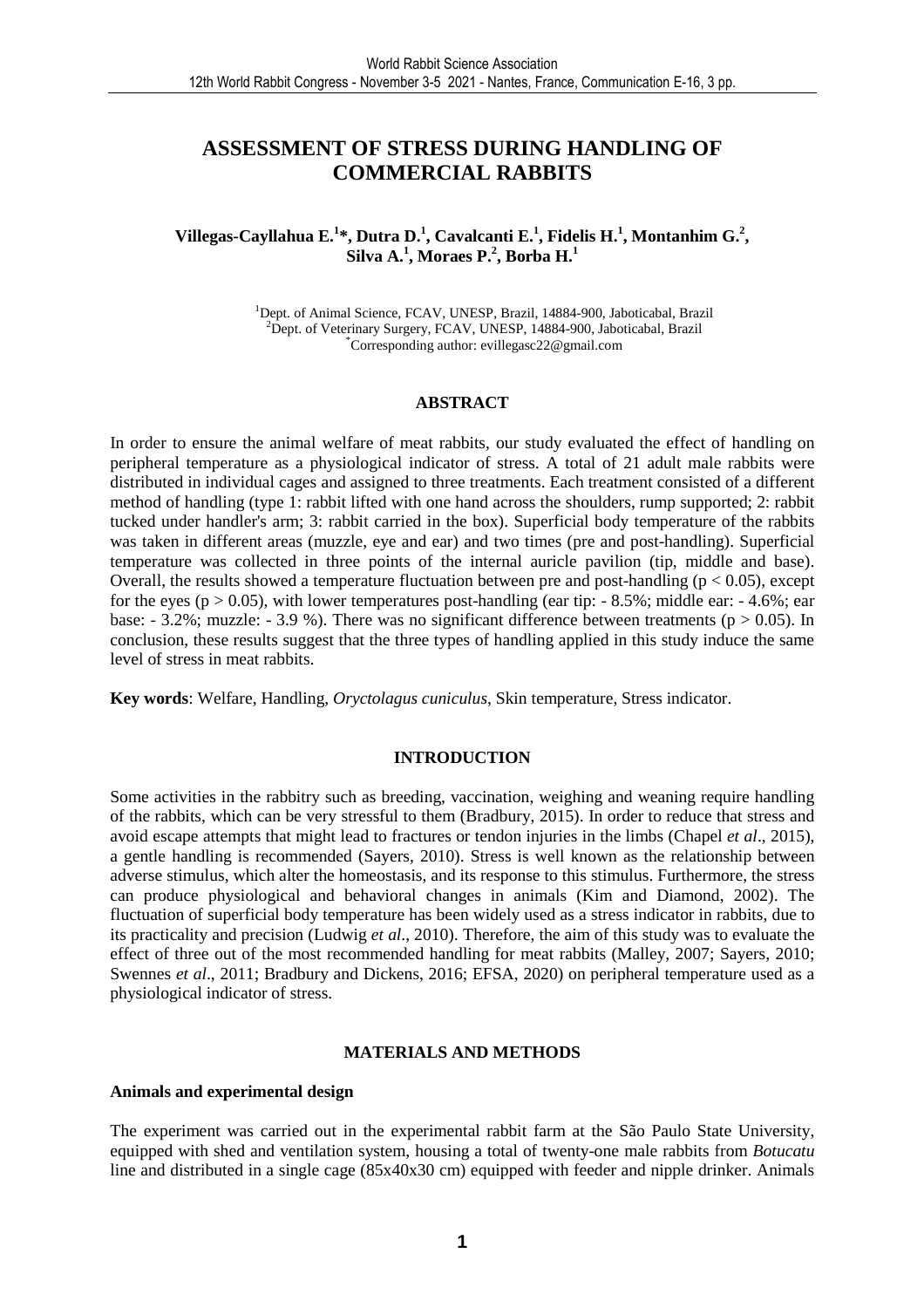# ASSESSMENT OF STRESS DURING HANDLING OF COMMERCIAL RABBITS

**Villegas-Cayllahua E.[1]*, Dutra D.[1], Cavalcanti E.[1], Fidelis H.[1], Montanhim G.[2], Silva A.[1], Moraes P.[2], Borba H.[1]**

[1]Dept. of Animal Science, FCAV, UNESP, Brazil, 14884-900, Jaboticabal, Brazil
[2]Dept. of Veterinary Surgery, FCAV, UNESP, 14884-900, Jaboticabal, Brazil
*Corresponding author: evillegasc22@gmail.com

## ABSTRACT

In order to ensure the animal welfare of meat rabbits, our study evaluated the effect of handling on peripheral temperature as a physiological indicator of stress. A total of 21 adult male rabbits were distributed in individual cages and assigned to three treatments. Each treatment consisted of a different method of handling (type 1: rabbit lifted with one hand across the shoulders, rump supported; 2: rabbit tucked under handler's arm; 3: rabbit carried in the box). Superficial body temperature of the rabbits was taken in different areas (muzzle, eye and ear) and two times (pre and post-handling). Superficial temperature was collected in three points of the internal auricle pavilion (tip, middle and base). Overall, the results showed a temperature fluctuation between pre and post-handling ($p < 0.05$), except for the eyes ($p > 0.05$), with lower temperatures post-handling (ear tip: - 8.5%; middle ear: - 4.6%; ear base: - 3.2%; muzzle: - 3.9 %). There was no significant difference between treatments ($p > 0.05$). In conclusion, these results suggest that the three types of handling applied in this study induce the same level of stress in meat rabbits.

**Key words**: Welfare, Handling, *Oryctolagus cuniculus*, Skin temperature, Stress indicator.

## INTRODUCTION

Some activities in the rabbitry such as breeding, vaccination, weighing and weaning require handling of the rabbits, which can be very stressful to them (Bradbury, 2015). In order to reduce that stress and avoid escape attempts that might lead to fractures or tendon injuries in the limbs (Chapel *et al*., 2015), a gentle handling is recommended (Sayers, 2010). Stress is well known as the relationship between adverse stimulus, which alter the homeostasis, and its response to this stimulus. Furthermore, the stress can produce physiological and behavioral changes in animals (Kim and Diamond, 2002). The fluctuation of superficial body temperature has been widely used as a stress indicator in rabbits, due to its practicality and precision (Ludwig *et al*., 2010). Therefore, the aim of this study was to evaluate the effect of three out of the most recommended handling for meat rabbits (Malley, 2007; Sayers, 2010; Swennes *et al*., 2011; Bradbury and Dickens, 2016; EFSA, 2020) on peripheral temperature used as a physiological indicator of stress.

## MATERIALS AND METHODS

### Animals and experimental design

The experiment was carried out in the experimental rabbit farm at the São Paulo State University, equipped with shed and ventilation system, housing a total of twenty-one male rabbits from *Botucatu* line and distributed in a single cage (85x40x30 cm) equipped with feeder and nipple drinker. Animals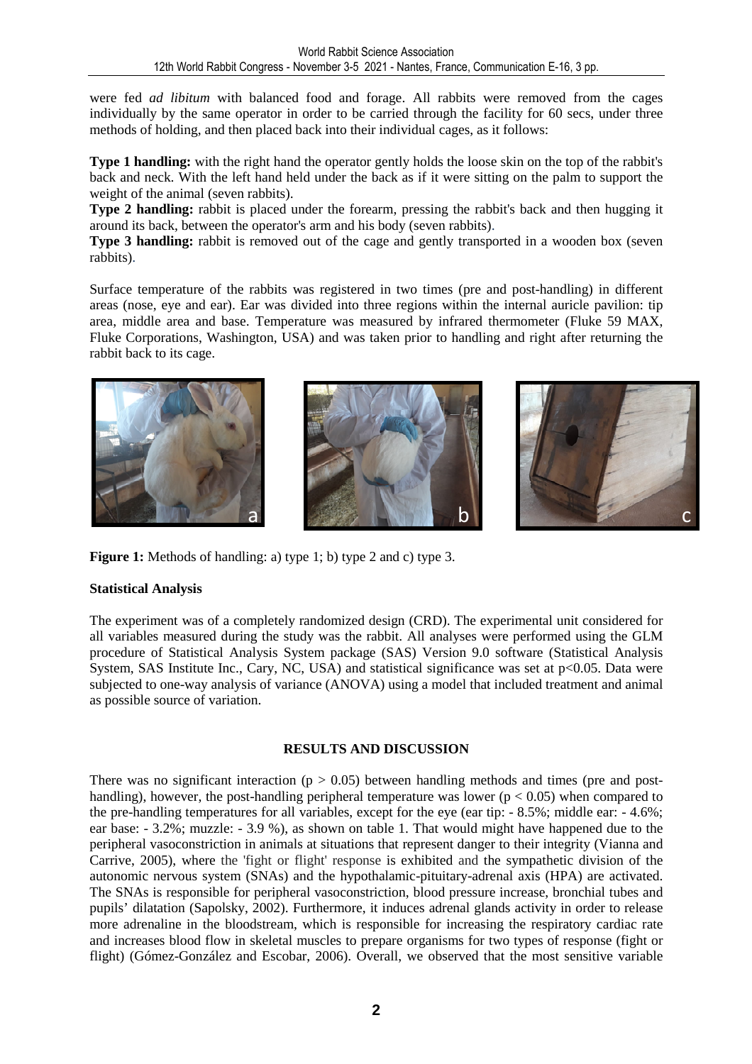were fed *ad libitum* with balanced food and forage. All rabbits were removed from the cages individually by the same operator in order to be carried through the facility for 60 secs, under three methods of holding, and then placed back into their individual cages, as it follows:

**Type 1 handling:** with the right hand the operator gently holds the loose skin on the top of the rabbit's back and neck. With the left hand held under the back as if it were sitting on the palm to support the weight of the animal (seven rabbits).

**Type 2 handling:** rabbit is placed under the forearm, pressing the rabbit's back and then hugging it around its back, between the operator's arm and his body (seven rabbits).

**Type 3 handling:** rabbit is removed out of the cage and gently transported in a wooden box (seven rabbits).

Surface temperature of the rabbits was registered in two times (pre and post-handling) in different areas (nose, eye and ear). Ear was divided into three regions within the internal auricle pavilion: tip area, middle area and base. Temperature was measured by infrared thermometer (Fluke 59 MAX, Fluke Corporations, Washington, USA) and was taken prior to handling and right after returning the rabbit back to its cage.

**Figure 1:** Methods of handling: a) type 1; b) type 2 and c) type 3.

**Statistical Analysis**

The experiment was of a completely randomized design (CRD). The experimental unit considered for all variables measured during the study was the rabbit. All analyses were performed using the GLM procedure of Statistical Analysis System package (SAS) Version 9.0 software (Statistical Analysis System, SAS Institute Inc., Cary, NC, USA) and statistical significance was set at $p<0.05$. Data were subjected to one-way analysis of variance (ANOVA) using a model that included treatment and animal as possible source of variation.

## RESULTS AND DISCUSSION

There was no significant interaction ($p > 0.05$) between handling methods and times (pre and post-handling), however, the post-handling peripheral temperature was lower ($p < 0.05$) when compared to the pre-handling temperatures for all variables, except for the eye (ear tip: - 8.5%; middle ear: - 4.6%; ear base: - 3.2%; muzzle: - 3.9 %), as shown on table 1. That would might have happened due to the peripheral vasoconstriction in animals at situations that represent danger to their integrity (Vianna and Carrive, 2005), where the 'fight or flight' response is exhibited and the sympathetic division of the autonomic nervous system (SNAs) and the hypothalamic-pituitary-adrenal axis (HPA) are activated. The SNAs is responsible for peripheral vasoconstriction, blood pressure increase, bronchial tubes and pupils' dilatation (Sapolsky, 2002). Furthermore, it induces adrenal glands activity in order to release more adrenaline in the bloodstream, which is responsible for increasing the respiratory cardiac rate and increases blood flow in skeletal muscles to prepare organisms for two types of response (fight or flight) (Gómez-González and Escobar, 2006). Overall, we observed that the most sensitive variable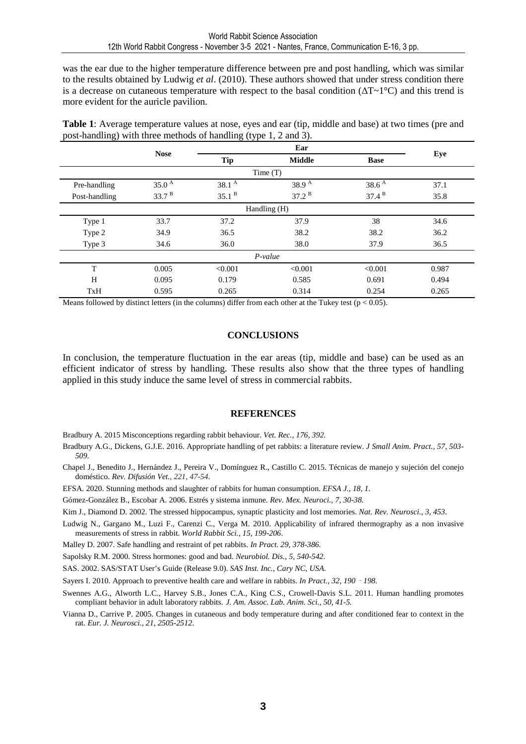was the ear due to the higher temperature difference between pre and post handling, which was similar to the results obtained by Ludwig *et al*. (2010). These authors showed that under stress condition there is a decrease on cutaneous temperature with respect to the basal condition ($\Delta T \sim 1°C$) and this trend is more evident for the auricle pavilion.

**Table 1**: Average temperature values at nose, eyes and ear (tip, middle and base) at two times (pre and post-handling) with three methods of handling (type 1, 2 and 3).

| | Nose | Ear | | | Eye |
|---|---|---|---|---|---|
| | | Tip | Middle | Base | |
| Time (T) | | | | | |
| Pre-handling | 35.0 $^{A}$ | 38.1 $^{A}$ | 38.9 $^{A}$ | 38.6 $^{A}$ | 37.1 |
| Post-handling | 33.7 $^{B}$ | 35.1 $^{B}$ | 37.2 $^{B}$ | 37.4 $^{B}$ | 35.8 |
| Handling (H) | | | | | |
| Type 1 | 33.7 | 37.2 | 37.9 | 38 | 34.6 |
| Type 2 | 34.9 | 36.5 | 38.2 | 38.2 | 36.2 |
| Type 3 | 34.6 | 36.0 | 38.0 | 37.9 | 36.5 |
| *P-value* | | | | | |
| T | 0.005 | <0.001 | <0.001 | <0.001 | 0.987 |
| H | 0.095 | 0.179 | 0.585 | 0.691 | 0.494 |
| TxH | 0.595 | 0.265 | 0.314 | 0.254 | 0.265 |

Means followed by distinct letters (in the columns) differ from each other at the Tukey test ($p < 0.05$).

## CONCLUSIONS

In conclusion, the temperature fluctuation in the ear areas (tip, middle and base) can be used as an efficient indicator of stress by handling. These results also show that the three types of handling applied in this study induce the same level of stress in commercial rabbits.

## REFERENCES

Bradbury A. 2015 Misconceptions regarding rabbit behaviour. *Vet. Rec., 176, 392.*

Bradbury A.G., Dickens, G.J.E. 2016. Appropriate handling of pet rabbits: a literature review. *J Small Anim. Pract., 57, 503-509.*

Chapel J., Benedito J., Hernández J., Pereira V., Domínguez R., Castillo C. 2015. Técnicas de manejo y sujeción del conejo doméstico. *Rev. Difusión Vet., 221, 47-54.*

EFSA. 2020. Stunning methods and slaughter of rabbits for human consumption. *EFSA J., 18, 1.*

Gómez-González B., Escobar A. 2006. Estrés y sistema inmune. *Rev. Mex. Neuroci., 7, 30-38.*

Kim J., Diamond D. 2002. The stressed hippocampus, synaptic plasticity and lost memories. *Nat. Rev. Neurosci., 3, 453*.

Ludwig N., Gargano M., Luzi F., Carenzi C., Verga M. 2010. Applicability of infrared thermography as a non invasive measurements of stress in rabbit. *World Rabbit Sci., 15, 199-206*.

Malley D. 2007. Safe handling and restraint of pet rabbits. *In Pract. 29, 378-386.*

Sapolsky R.M. 2000. Stress hormones: good and bad. *Neurobiol. Dis., 5, 540-542.*

SAS. 2002. SAS/STAT User's Guide (Release 9.0). *SAS Inst. Inc., Cary NC, USA*.

Sayers I. 2010. Approach to preventive health care and welfare in rabbits. *In Pract., 32, 190 - 198.*

Swennes A.G., Alworth L.C., Harvey S.B., Jones C.A., King C.S., Crowell-Davis S.L. 2011. Human handling promotes compliant behavior in adult laboratory rabbits. *J. Am. Assoc. Lab. Anim. Sci., 50, 41-5.*

Vianna D., Carrive P. 2005. Changes in cutaneous and body temperature during and after conditioned fear to context in the rat. *Eur. J. Neurosci., 21, 2505-2512*.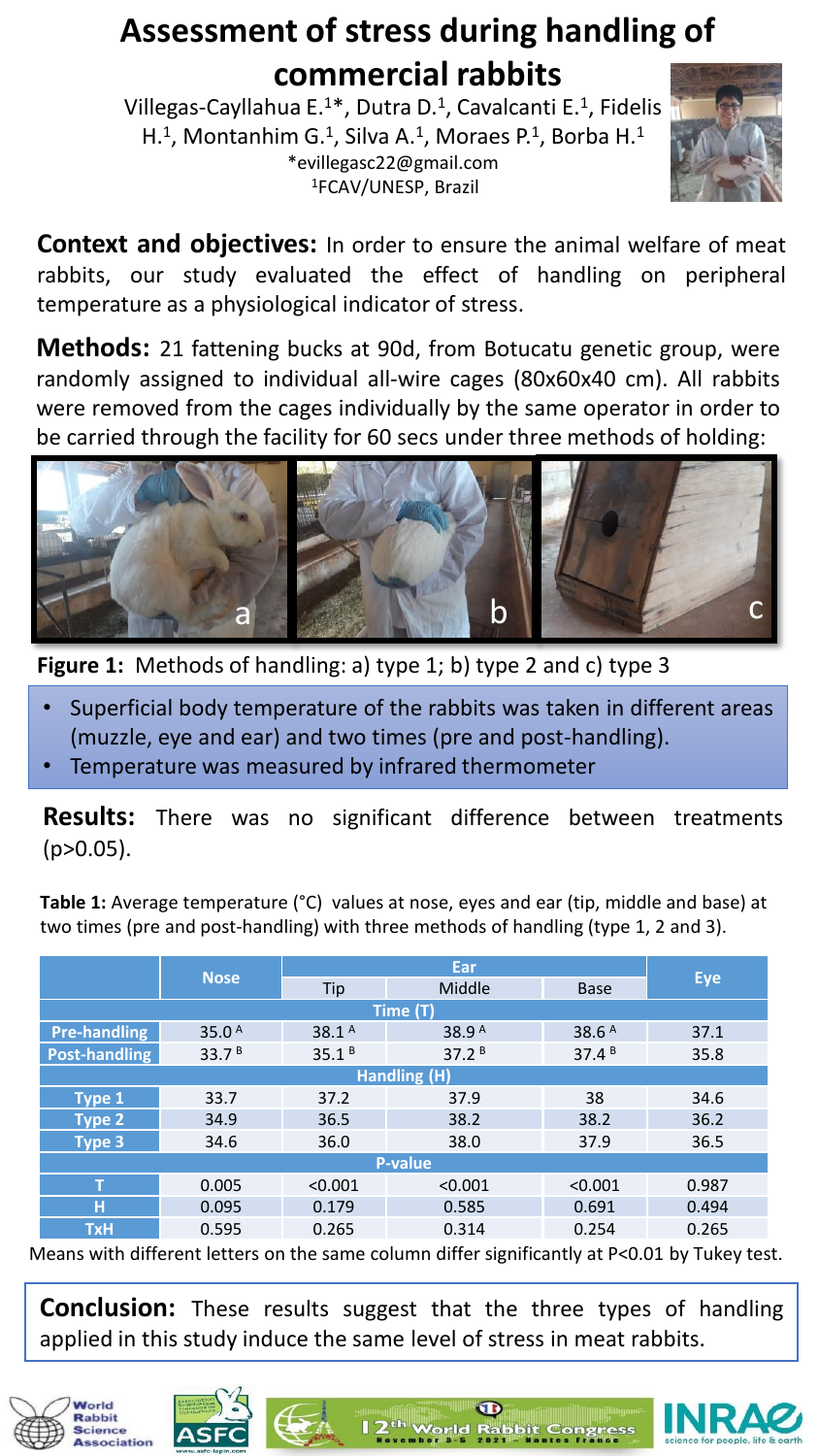# Assessment of stress during handling of commercial rabbits

Villegas-Cayllahua E.[1]*, Dutra D.[1], Cavalcanti E.[1], Fidelis H.[1], Montanhim G.[1], Silva A.[1], Moraes P.[1], Borba H.[1]

*evillegasc22@gmail.com

[1]FCAV/UNESP, Brazil

**Context and objectives:** In order to ensure the animal welfare of meat rabbits, our study evaluated the effect of handling on peripheral temperature as a physiological indicator of stress.

**Methods:** 21 fattening bucks at 90d, from Botucatu genetic group, were randomly assigned to individual all-wire cages (80x60x40 cm). All rabbits were removed from the cages individually by the same operator in order to be carried through the facility for 60 secs under three methods of holding:

**Figure 1:** Methods of handling: a) type 1; b) type 2 and c) type 3

- Superficial body temperature of the rabbits was taken in different areas (muzzle, eye and ear) and two times (pre and post-handling).
- Temperature was measured by infrared thermometer

**Results:** There was no significant difference between treatments ($p>0.05$).

**Table 1:** Average temperature (°C) values at nose, eyes and ear (tip, middle and base) at two times (pre and post-handling) with three methods of handling (type 1, 2 and 3).

| | Nose | Ear | | | Eye |
|---|---|---|---|---|---|
| | | Tip | Middle | Base | |
| **Time (T)** | | | | | |
| Pre-handling | 35.0 $^{A}$ | 38.1 $^{A}$ | 38.9 $^{A}$ | 38.6 $^{A}$ | 37.1 |
| Post-handling | 33.7 $^{B}$ | 35.1 $^{B}$ | 37.2 $^{B}$ | 37.4 $^{B}$ | 35.8 |
| **Handling (H)** | | | | | |
| Type 1 | 33.7 | 37.2 | 37.9 | 38 | 34.6 |
| Type 2 | 34.9 | 36.5 | 38.2 | 38.2 | 36.2 |
| Type 3 | 34.6 | 36.0 | 38.0 | 37.9 | 36.5 |
| **P-value** | | | | | |
| T | 0.005 | <0.001 | <0.001 | <0.001 | 0.987 |
| H | 0.095 | 0.179 | 0.585 | 0.691 | 0.494 |
| TxH | 0.595 | 0.265 | 0.314 | 0.254 | 0.265 |

Means with different letters on the same column differ significantly at $P<0.01$ by Tukey test.

**Conclusion:** These results suggest that the three types of handling applied in this study induce the same level of stress in meat rabbits.